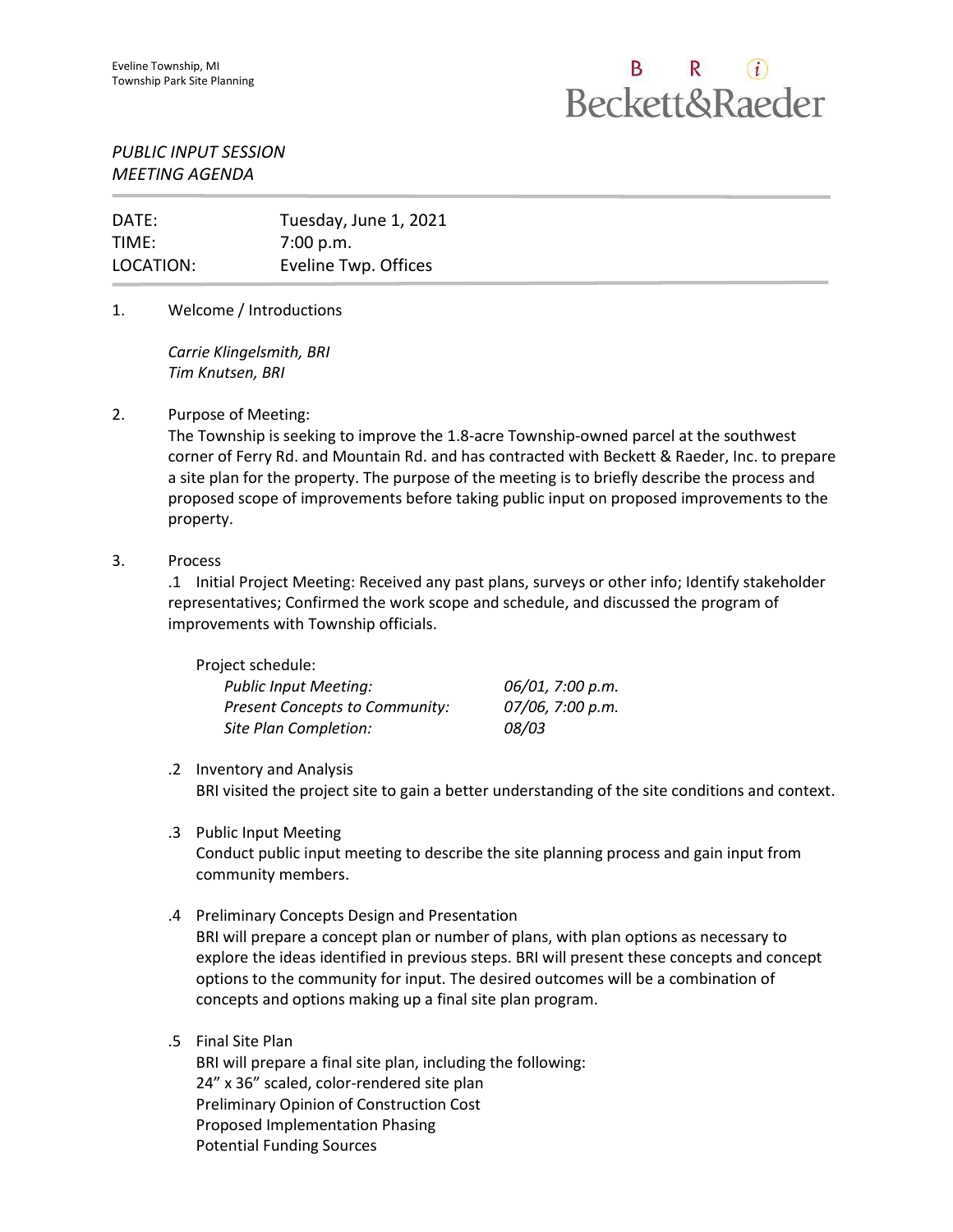Eveline Township, MI
Township Park Site Planning

Beckett&Raeder

*PUBLIC INPUT SESSION*
*MEETING AGENDA*

| DATE: | Tuesday, June 1, 2021 |
|---|---|
| TIME: | 7:00 p.m. |
| LOCATION: | Eveline Twp. Offices |

1. Welcome / Introductions

   *Carrie Klingelsmith, BRI*
   *Tim Knutsen, BRI*

2. Purpose of Meeting:
   The Township is seeking to improve the 1.8-acre Township-owned parcel at the southwest corner of Ferry Rd. and Mountain Rd. and has contracted with Beckett & Raeder, Inc. to prepare a site plan for the property. The purpose of the meeting is to briefly describe the process and proposed scope of improvements before taking public input on proposed improvements to the property.

3. Process
   .1 Initial Project Meeting: Received any past plans, surveys or other info; Identify stakeholder representatives; Confirmed the work scope and schedule, and discussed the program of improvements with Township officials.

   Project schedule:

   | | |
   |---|---|
   | *Public Input Meeting:* | *06/01, 7:00 p.m.* |
   | *Present Concepts to Community:* | *07/06, 7:00 p.m.* |
   | *Site Plan Completion:* | *08/03* |

   .2 Inventory and Analysis
   BRI visited the project site to gain a better understanding of the site conditions and context.

   .3 Public Input Meeting
   Conduct public input meeting to describe the site planning process and gain input from community members.

   .4 Preliminary Concepts Design and Presentation
   BRI will prepare a concept plan or number of plans, with plan options as necessary to explore the ideas identified in previous steps. BRI will present these concepts and concept options to the community for input. The desired outcomes will be a combination of concepts and options making up a final site plan program.

   .5 Final Site Plan
   BRI will prepare a final site plan, including the following:
   24" x 36" scaled, color-rendered site plan
   Preliminary Opinion of Construction Cost
   Proposed Implementation Phasing
   Potential Funding Sources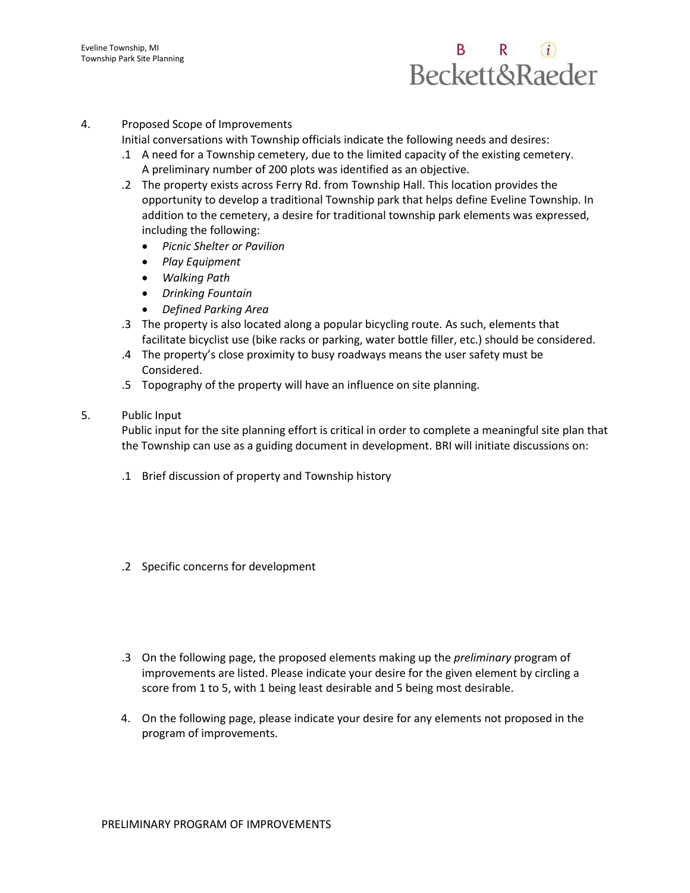4. Proposed Scope of Improvements

Initial conversations with Township officials indicate the following needs and desires:

.1 A need for a Township cemetery, due to the limited capacity of the existing cemetery. A preliminary number of 200 plots was identified as an objective.

.2 The property exists across Ferry Rd. from Township Hall. This location provides the opportunity to develop a traditional Township park that helps define Eveline Township. In addition to the cemetery, a desire for traditional township park elements was expressed, including the following:

- *Picnic Shelter or Pavilion*
- *Play Equipment*
- *Walking Path*
- *Drinking Fountain*
- *Defined Parking Area*

.3 The property is also located along a popular bicycling route. As such, elements that facilitate bicyclist use (bike racks or parking, water bottle filler, etc.) should be considered.

.4 The property's close proximity to busy roadways means the user safety must be Considered.

.5 Topography of the property will have an influence on site planning.

5. Public Input

Public input for the site planning effort is critical in order to complete a meaningful site plan that the Township can use as a guiding document in development. BRI will initiate discussions on:

.1 Brief discussion of property and Township history

.2 Specific concerns for development

.3 On the following page, the proposed elements making up the *preliminary* program of improvements are listed. Please indicate your desire for the given element by circling a score from 1 to 5, with 1 being least desirable and 5 being most desirable.

4. On the following page, please indicate your desire for any elements not proposed in the program of improvements.

PRELIMINARY PROGRAM OF IMPROVEMENTS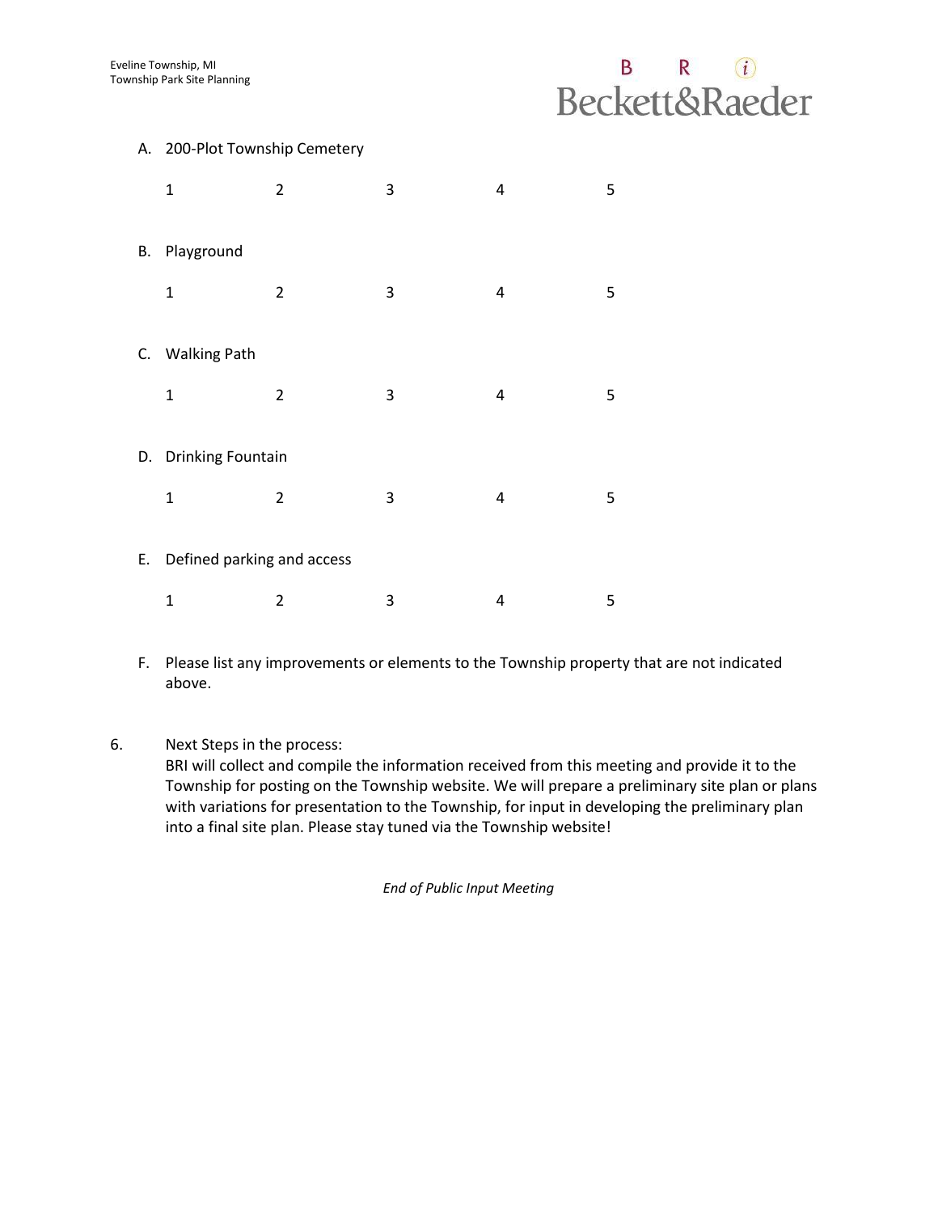A. 200-Plot Township Cemetery

1 2 3 4 5

B. Playground

1 2 3 4 5

C. Walking Path

1 2 3 4 5

D. Drinking Fountain

1 2 3 4 5

E. Defined parking and access

1 2 3 4 5

F. Please list any improvements or elements to the Township property that are not indicated above.

6. Next Steps in the process:
BRI will collect and compile the information received from this meeting and provide it to the Township for posting on the Township website. We will prepare a preliminary site plan or plans with variations for presentation to the Township, for input in developing the preliminary plan into a final site plan. Please stay tuned via the Township website!

*End of Public Input Meeting*